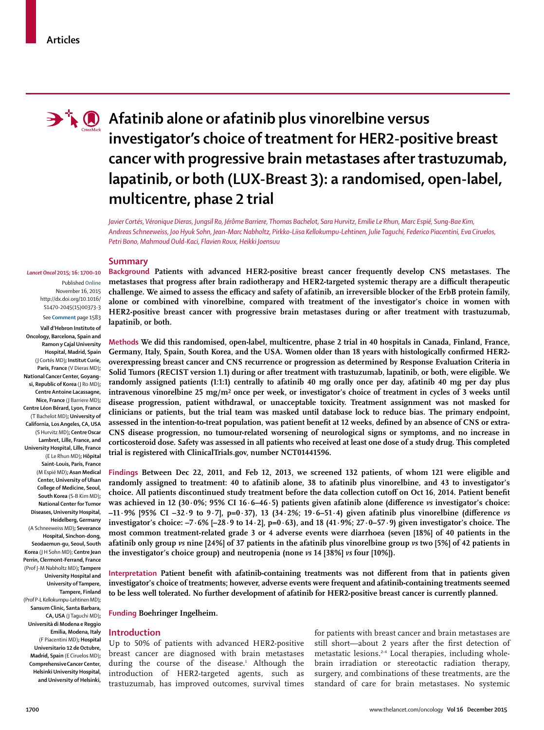# Afatinib alone or afatinib plus vinorelbine versus investigator's choice of treatment for HER2-positive breast cancer with progressive brain metastases after trastuzumab, lapatinib, or both (LUX-Breast 3): a randomised, open-label, multicentre, phase 2 trial

*Javier Cortés, Véronique Dieras, Jungsil Ro, Jérôme Barriere, Thomas Bachelot, Sara Hurvitz, Emilie Le Rhun, Marc Espié, Sung-Bae Kim, Andreas Schneeweiss, Joo Hyuk Sohn, Jean-Marc Nabholtz, Pirkko-Liisa Kellokumpu-Lehtinen, Julie Taguchi, Federico Piacentini, Eva Ciruelos, Petri Bono, Mahmoud Ould-Kaci, Flavien Roux, Heikki Joensuu*

*Lancet Oncol* 2015; 16: 1700–10

Published Online November 16, 2015 http://dx.doi.org/10.1016/S1470-2045(15)00373-3

See Comment page 1583

**Vall d'Hebron Institute of Oncology, Barcelona, Spain and Ramon y Cajal University Hospital, Madrid, Spain** (J Cortés MD); **Institut Curie, Paris, France** (V Dieras MD); **National Cancer Center, Goyang-si, Republic of Korea** (J Ro MD); **Centre Antoine Lacassagne, Nice, France** (J Barriere MD); **Centre Léon Bérard, Lyon, France** (T Bachelot MD); **University of California, Los Angeles, CA, USA** (S Hurvitz MD); **Centre Oscar Lambret, Lille, France, and University Hospital, Lille, France** (E Le Rhun MD); **Hôpital Saint-Louis, Paris, France** (M Espié MD); **Asan Medical Center, University of Ulsan College of Medicine, Seoul, South Korea** (S-B Kim MD); **National Center for Tumor Diseases, University Hospital, Heidelberg, Germany** (A Schneeweiss MD); **Severance Hospital, Sinchon-dong, Seodaemun-gu, Seoul, South Korea** (J H Sohn MD); **Centre Jean Perrin, Clermont-Ferrand, France** (Prof J-M Nabholtz MD); **Tampere University Hospital and University of Tampere, Tampere, Finland** (Prof P-L Kellokumpu-Lehtinen MD); **Sansum Clinic, Santa Barbara, CA, USA** (J Taguchi MD); **Università di Modena e Reggio Emilia, Modena, Italy** (F Piacentini MD); **Hospital Universitario 12 de Octubre, Madrid, Spain** (E Ciruelos MD); **Comprehensive Cancer Center, Helsinki University Hospital, and University of Helsinki,**

## Summary

**Background** Patients with advanced HER2-positive breast cancer frequently develop CNS metastases. The metastases that progress after brain radiotherapy and HER2-targeted systemic therapy are a difficult therapeutic challenge. We aimed to assess the efficacy and safety of afatinib, an irreversible blocker of the ErbB protein family, alone or combined with vinorelbine, compared with treatment of the investigator's choice in women with HER2-positive breast cancer with progressive brain metastases during or after treatment with trastuzumab, lapatinib, or both.

**Methods** We did this randomised, open-label, multicentre, phase 2 trial in 40 hospitals in Canada, Finland, France, Germany, Italy, Spain, South Korea, and the USA. Women older than 18 years with histologically confirmed HER2-overexpressing breast cancer and CNS recurrence or progression as determined by Response Evaluation Criteria in Solid Tumors (RECIST version 1.1) during or after treatment with trastuzumab, lapatinib, or both, were eligible. We randomly assigned patients (1:1:1) centrally to afatinib 40 mg orally once per day, afatinib 40 mg per day plus intravenous vinorelbine 25 mg/m² once per week, or investigator's choice of treatment in cycles of 3 weeks until disease progression, patient withdrawal, or unacceptable toxicity. Treatment assignment was not masked for clinicians or patients, but the trial team was masked until database lock to reduce bias. The primary endpoint, assessed in the intention-to-treat population, was patient benefit at 12 weeks, defined by an absence of CNS or extra-CNS disease progression, no tumour-related worsening of neurological signs or symptoms, and no increase in corticosteroid dose. Safety was assessed in all patients who received at least one dose of a study drug. This completed trial is registered with ClinicalTrials.gov, number NCT01441596.

**Findings** Between Dec 22, 2011, and Feb 12, 2013, we screened 132 patients, of whom 121 were eligible and randomly assigned to treatment: 40 to afatinib alone, 38 to afatinib plus vinorelbine, and 43 to investigator's choice. All patients discontinued study treatment before the data collection cutoff on Oct 16, 2014. Patient benefit was achieved in 12 (30·0%; 95% CI 16·6–46·5) patients given afatinib alone (difference *vs* investigator's choice: –11·9% [95% CI –32·9 to 9·7], p=0·37), 13 (34·2%; 19·6–51·4) given afatinib plus vinorelbine (difference *vs* investigator's choice: –7·6% [–28·9 to 14·2], p=0·63), and 18 (41·9%; 27·0–57·9) given investigator's choice. The most common treatment-related grade 3 or 4 adverse events were diarrhoea (seven [18%] of 40 patients in the afatinib only group *vs* nine [24%] of 37 patients in the afatinib plus vinorelbine group *vs* two [5%] of 42 patients in the investigator's choice group) and neutropenia (none *vs* 14 [38%] *vs* four [10%]).

**Interpretation** Patient benefit with afatinib-containing treatments was not different from that in patients given investigator's choice of treatments; however, adverse events were frequent and afatinib-containing treatments seemed to be less well tolerated. No further development of afatinib for HER2-positive breast cancer is currently planned.

**Funding** Boehringer Ingelheim.

## Introduction

Up to 50% of patients with advanced HER2-positive breast cancer are diagnosed with brain metastases during the course of the disease.[1] Although the introduction of HER2-targeted agents, such as trastuzumab, has improved outcomes, survival times for patients with breast cancer and brain metastases are still short—about 2 years after the first detection of metastatic lesions.[2–4] Local therapies, including whole-brain irradiation or stereotactic radiation therapy, surgery, and combinations of these treatments, are the standard of care for brain metastases. No systemic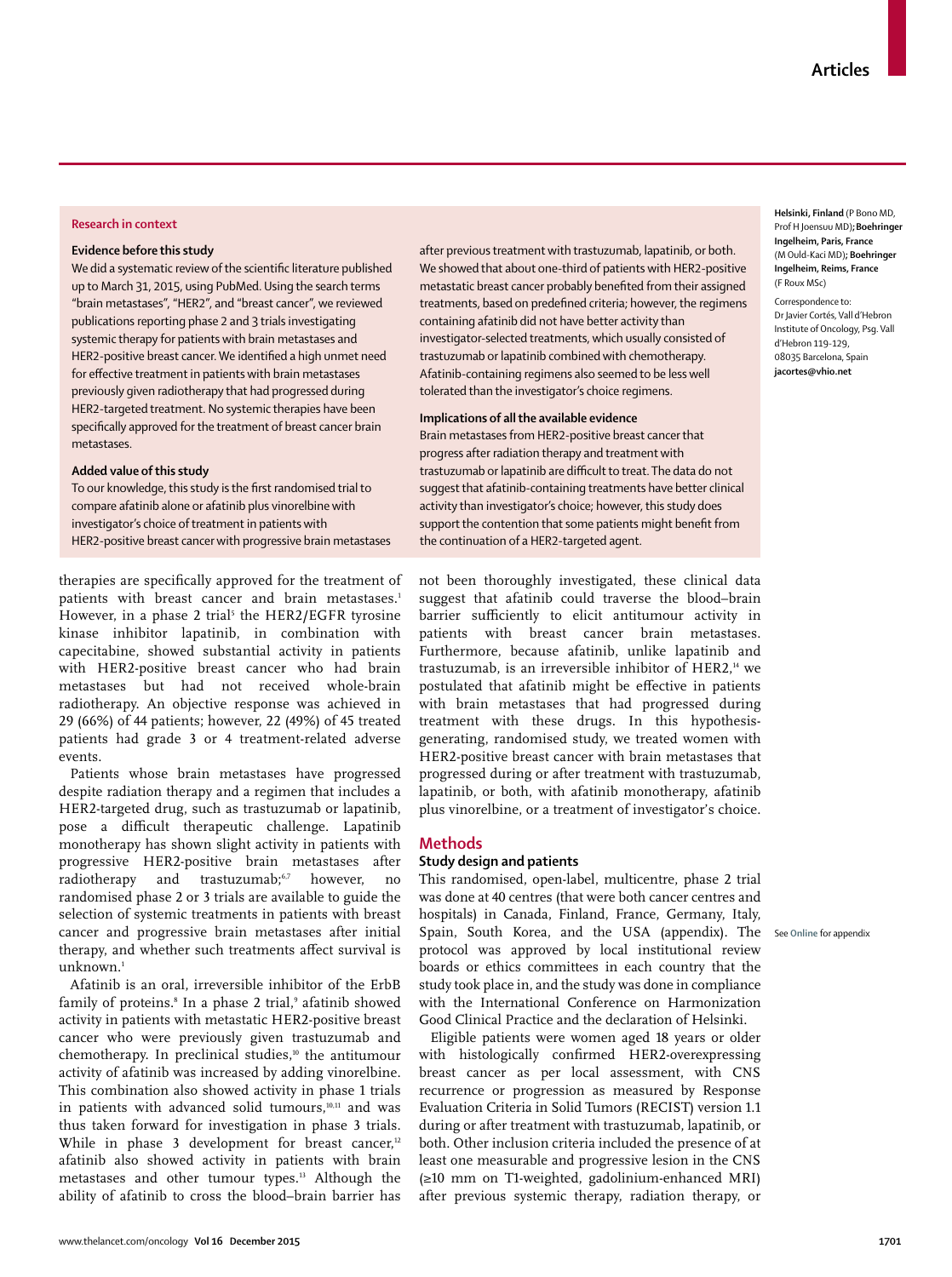### Research in context

**Evidence before this study**

We did a systematic review of the scientific literature published up to March 31, 2015, using PubMed. Using the search terms "brain metastases", "HER2", and "breast cancer", we reviewed publications reporting phase 2 and 3 trials investigating systemic therapy for patients with brain metastases and HER2-positive breast cancer. We identified a high unmet need for effective treatment in patients with brain metastases previously given radiotherapy that had progressed during HER2-targeted treatment. No systemic therapies have been specifically approved for the treatment of breast cancer brain metastases.

**Added value of this study**

To our knowledge, this study is the first randomised trial to compare afatinib alone or afatinib plus vinorelbine with investigator's choice of treatment in patients with HER2-positive breast cancer with progressive brain metastases after previous treatment with trastuzumab, lapatinib, or both. We showed that about one-third of patients with HER2-positive metastatic breast cancer probably benefited from their assigned treatments, based on predefined criteria; however, the regimens containing afatinib did not have better activity than investigator-selected treatments, which usually consisted of trastuzumab or lapatinib combined with chemotherapy. Afatinib-containing regimens also seemed to be less well tolerated than the investigator's choice regimens.

**Implications of all the available evidence**

Brain metastases from HER2-positive breast cancer that progress after radiation therapy and treatment with trastuzumab or lapatinib are difficult to treat. The data do not suggest that afatinib-containing treatments have better clinical activity than investigator's choice; however, this study does support the contention that some patients might benefit from the continuation of a HER2-targeted agent.

therapies are specifically approved for the treatment of patients with breast cancer and brain metastases.[1] However, in a phase 2 trial[5] the HER2/EGFR tyrosine kinase inhibitor lapatinib, in combination with capecitabine, showed substantial activity in patients with HER2-positive breast cancer who had brain metastases but had not received whole-brain radiotherapy. An objective response was achieved in 29 (66%) of 44 patients; however, 22 (49%) of 45 treated patients had grade 3 or 4 treatment-related adverse events.

Patients whose brain metastases have progressed despite radiation therapy and a regimen that includes a HER2-targeted drug, such as trastuzumab or lapatinib, pose a difficult therapeutic challenge. Lapatinib monotherapy has shown slight activity in patients with progressive HER2-positive brain metastases after radiotherapy and trastuzumab;[6,7] however, no randomised phase 2 or 3 trials are available to guide the selection of systemic treatments in patients with breast cancer and progressive brain metastases after initial therapy, and whether such treatments affect survival is unknown.[1]

Afatinib is an oral, irreversible inhibitor of the ErbB family of proteins.[8] In a phase 2 trial,[9] afatinib showed activity in patients with metastatic HER2-positive breast cancer who were previously given trastuzumab and chemotherapy. In preclinical studies,[10] the antitumour activity of afatinib was increased by adding vinorelbine. This combination also showed activity in phase 1 trials in patients with advanced solid tumours,[10,11] and was thus taken forward for investigation in phase 3 trials. While in phase 3 development for breast cancer,[12] afatinib also showed activity in patients with brain metastases and other tumour types.[13] Although the ability of afatinib to cross the blood–brain barrier has not been thoroughly investigated, these clinical data suggest that afatinib could traverse the blood–brain barrier sufficiently to elicit antitumour activity in patients with breast cancer brain metastases. Furthermore, because afatinib, unlike lapatinib and trastuzumab, is an irreversible inhibitor of HER2,[14] we postulated that afatinib might be effective in patients with brain metastases that had progressed during treatment with these drugs. In this hypothesis-generating, randomised study, we treated women with HER2-positive breast cancer with brain metastases that progressed during or after treatment with trastuzumab, lapatinib, or both, with afatinib monotherapy, afatinib plus vinorelbine, or a treatment of investigator's choice.

## Methods

### Study design and patients

This randomised, open-label, multicentre, phase 2 trial was done at 40 centres (that were both cancer centres and hospitals) in Canada, Finland, France, Germany, Italy, Spain, South Korea, and the USA (appendix). The protocol was approved by local institutional review boards or ethics committees in each country that the study took place in, and the study was done in compliance with the International Conference on Harmonization Good Clinical Practice and the declaration of Helsinki.

Eligible patients were women aged 18 years or older with histologically confirmed HER2-overexpressing breast cancer as per local assessment, with CNS recurrence or progression as measured by Response Evaluation Criteria in Solid Tumors (RECIST) version 1.1 during or after treatment with trastuzumab, lapatinib, or both. Other inclusion criteria included the presence of at least one measurable and progressive lesion in the CNS (≥10 mm on T1-weighted, gadolinium-enhanced MRI) after previous systemic therapy, radiation therapy, or

**Helsinki, Finland** (P Bono MD, Prof H Joensuu MD)**; Boehringer Ingelheim, Paris, France** (M Ould-Kaci MD)**; Boehringer Ingelheim, Reims, France** (F Roux MSc)

Correspondence to: Dr Javier Cortés, Vall d'Hebron Institute of Oncology, Psg. Vall d'Hebron 119-129, 08035 Barcelona, Spain **jacortes@vhio.net**

See **Online** for appendix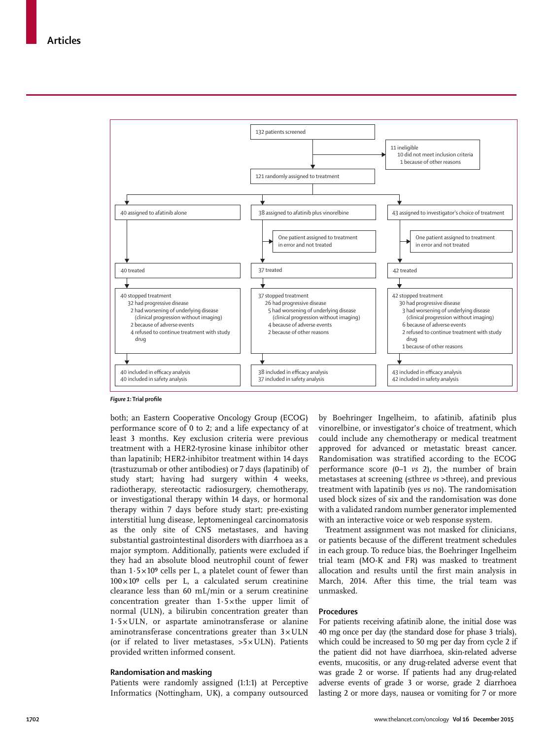132 patients screened

11 ineligible
- 10 did not meet inclusion criteria
- 1 because of other reasons

121 randomly assigned to treatment

| Afatinib alone | Afatinib plus vinorelbine | Investigator's choice of treatment |
|---|---|---|
| 40 assigned to afatinib alone | 38 assigned to afatinib plus vinorelbine | 43 assigned to investigator's choice of treatment |
| | One patient assigned to treatment in error and not treated | One patient assigned to treatment in error and not treated |
| 40 treated | 37 treated | 42 treated |
| 40 stopped treatment: 32 had progressive disease; 2 had worsening of underlying disease (clinical progression without imaging); 2 because of adverse events; 4 refused to continue treatment with study drug | 37 stopped treatment: 26 had progressive disease; 5 had worsening of underlying disease (clinical progression without imaging); 4 because of adverse events; 2 because of other reasons | 42 stopped treatment: 30 had progressive disease; 3 had worsening of underlying disease (clinical progression without imaging); 6 because of adverse events; 2 refused to continue treatment with study drug; 1 because of other reasons |
| 40 included in efficacy analysis; 40 included in safety analysis | 38 included in efficacy analysis; 37 included in safety analysis | 43 included in efficacy analysis; 42 included in safety analysis |

***Figure 1*: Trial profile**

both; an Eastern Cooperative Oncology Group (ECOG) performance score of 0 to 2; and a life expectancy of at least 3 months. Key exclusion criteria were previous treatment with a HER2-tyrosine kinase inhibitor other than lapatinib; HER2-inhibitor treatment within 14 days (trastuzumab or other antibodies) or 7 days (lapatinib) of study start; having had surgery within 4 weeks, radiotherapy, stereotactic radiosurgery, chemotherapy, or investigational therapy within 14 days, or hormonal therapy within 7 days before study start; pre-existing interstitial lung disease, leptomeningeal carcinomatosis as the only site of CNS metastases, and having substantial gastrointestinal disorders with diarrhoea as a major symptom. Additionally, patients were excluded if they had an absolute blood neutrophil count of fewer than $1 \cdot 5 \times 10^9$ cells per L, a platelet count of fewer than $100 \times 10^9$ cells per L, a calculated serum creatinine clearance less than 60 mL/min or a serum creatinine concentration greater than $1 \cdot 5 \times$ the upper limit of normal (ULN), a bilirubin concentration greater than $1 \cdot 5 \times$ ULN, or aspartate aminotransferase or alanine aminotransferase concentrations greater than $3 \times$ ULN (or if related to liver metastases, $>5 \times$ ULN). Patients provided written informed consent.

### Randomisation and masking

Patients were randomly assigned (1:1:1) at Perceptive Informatics (Nottingham, UK), a company outsourced by Boehringer Ingelheim, to afatinib, afatinib plus vinorelbine, or investigator's choice of treatment, which could include any chemotherapy or medical treatment approved for advanced or metastatic breast cancer. Randomisation was stratified according to the ECOG performance score (0–1 *vs* 2), the number of brain metastases at screening (≤three *vs* >three), and previous treatment with lapatinib (yes *vs* no). The randomisation used block sizes of six and the randomisation was done with a validated random number generator implemented with an interactive voice or web response system.

Treatment assignment was not masked for clinicians, or patients because of the different treatment schedules in each group. To reduce bias, the Boehringer Ingelheim trial team (MO-K and FR) was masked to treatment allocation and results until the first main analysis in March, 2014. After this time, the trial team was unmasked.

### Procedures

For patients receiving afatinib alone, the initial dose was 40 mg once per day (the standard dose for phase 3 trials), which could be increased to 50 mg per day from cycle 2 if the patient did not have diarrhoea, skin-related adverse events, mucositis, or any drug-related adverse event that was grade 2 or worse. If patients had any drug-related adverse events of grade 3 or worse, grade 2 diarrhoea lasting 2 or more days, nausea or vomiting for 7 or more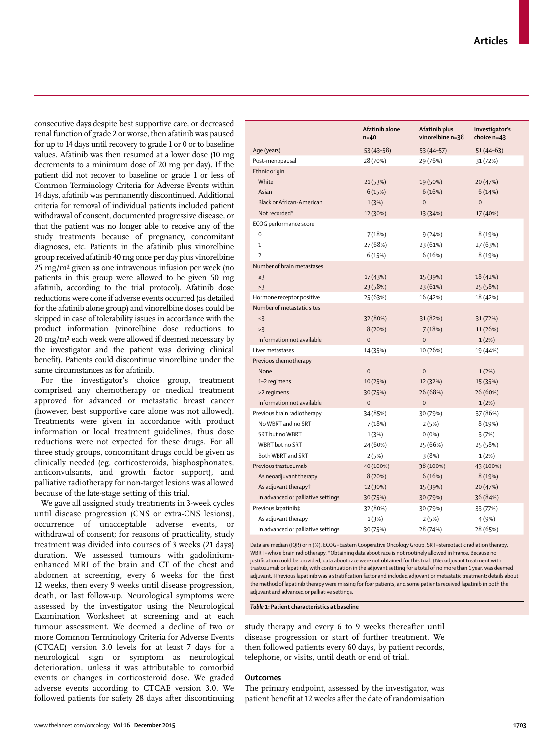consecutive days despite best supportive care, or decreased renal function of grade 2 or worse, then afatinib was paused for up to 14 days until recovery to grade 1 or 0 or to baseline values. Afatinib was then resumed at a lower dose (10 mg decrements to a minimum dose of 20 mg per day). If the patient did not recover to baseline or grade 1 or less of Common Terminology Criteria for Adverse Events within 14 days, afatinib was permanently discontinued. Additional criteria for removal of individual patients included patient withdrawal of consent, documented progressive disease, or that the patient was no longer able to receive any of the study treatments because of pregnancy, concomitant diagnoses, etc. Patients in the afatinib plus vinorelbine group received afatinib 40 mg once per day plus vinorelbine 25 mg/m² given as one intravenous infusion per week (no patients in this group were allowed to be given 50 mg afatinib, according to the trial protocol). Afatinib dose reductions were done if adverse events occurred (as detailed for the afatinib alone group) and vinorelbine doses could be skipped in case of tolerability issues in accordance with the product information (vinorelbine dose reductions to 20 mg/m² each week were allowed if deemed necessary by the investigator and the patient was deriving clinical benefit). Patients could discontinue vinorelbine under the same circumstances as for afatinib.

For the investigator's choice group, treatment comprised any chemotherapy or medical treatment approved for advanced or metastatic breast cancer (however, best supportive care alone was not allowed). Treatments were given in accordance with product information or local treatment guidelines, thus dose reductions were not expected for these drugs. For all three study groups, concomitant drugs could be given as clinically needed (eg, corticosteroids, bisphosphonates, anticonvulsants, and growth factor support), and palliative radiotherapy for non-target lesions was allowed because of the late-stage setting of this trial.

We gave all assigned study treatments in 3-week cycles until disease progression (CNS or extra-CNS lesions), occurrence of unacceptable adverse events, or withdrawal of consent; for reasons of practicality, study treatment was divided into courses of 3 weeks (21 days) duration. We assessed tumours with gadolinium-enhanced MRI of the brain and CT of the chest and abdomen at screening, every 6 weeks for the first 12 weeks, then every 9 weeks until disease progression, death, or last follow-up. Neurological symptoms were assessed by the investigator using the Neurological Examination Worksheet at screening and at each tumour assessment. We deemed a decline of two or more Common Terminology Criteria for Adverse Events (CTCAE) version 3.0 levels for at least 7 days for a neurological sign or symptom as neurological deterioration, unless it was attributable to comorbid events or changes in corticosteroid dose. We graded adverse events according to CTCAE version 3.0. We followed patients for safety 28 days after discontinuing study therapy and every 6 to 9 weeks thereafter until disease progression or start of further treatment. We then followed patients every 60 days, by patient records, telephone, or visits, until death or end of trial.

| | Afatinib alone n=40 | Afatinib plus vinorelbine n=38 | Investigator's choice n=43 |
|---|---|---|---|
| Age (years) | 53 (43–58) | 53 (44–57) | 51 (44–63) |
| Post-menopausal | 28 (70%) | 29 (76%) | 31 (72%) |
| Ethnic origin | | | |
| White | 21 (53%) | 19 (50%) | 20 (47%) |
| Asian | 6 (15%) | 6 (16%) | 6 (14%) |
| Black or African-American | 1 (3%) | 0 | 0 |
| Not recorded* | 12 (30%) | 13 (34%) | 17 (40%) |
| ECOG performance score | | | |
| 0 | 7 (18%) | 9 (24%) | 8 (19%) |
| 1 | 27 (68%) | 23 (61%) | 27 (63%) |
| 2 | 6 (15%) | 6 (16%) | 8 (19%) |
| Number of brain metastases | | | |
| ≤3 | 17 (43%) | 15 (39%) | 18 (42%) |
| >3 | 23 (58%) | 23 (61%) | 25 (58%) |
| Hormone receptor positive | 25 (63%) | 16 (42%) | 18 (42%) |
| Number of metastatic sites | | | |
| ≤3 | 32 (80%) | 31 (82%) | 31 (72%) |
| >3 | 8 (20%) | 7 (18%) | 11 (26%) |
| Information not available | 0 | 0 | 1 (2%) |
| Liver metastases | 14 (35%) | 10 (26%) | 19 (44%) |
| Previous chemotherapy | | | |
| None | 0 | 0 | 1 (2%) |
| 1–2 regimens | 10 (25%) | 12 (32%) | 15 (35%) |
| >2 regimens | 30 (75%) | 26 (68%) | 26 (60%) |
| Information not available | 0 | 0 | 1 (2%) |
| Previous brain radiotherapy | 34 (85%) | 30 (79%) | 37 (86%) |
| No WBRT and no SRT | 7 (18%) | 2 (5%) | 8 (19%) |
| SRT but no WBRT | 1 (3%) | 0 (0%) | 3 (7%) |
| WBRT but no SRT | 24 (60%) | 25 (66%) | 25 (58%) |
| Both WBRT and SRT | 2 (5%) | 3 (8%) | 1 (2%) |
| Previous trastuzumab | 40 (100%) | 38 (100%) | 43 (100%) |
| As neoadjuvant therapy | 8 (20%) | 6 (16%) | 8 (19%) |
| As adjuvant therapy† | 12 (30%) | 15 (39%) | 20 (47%) |
| In advanced or palliative settings | 30 (75%) | 30 (79%) | 36 (84%) |
| Previous lapatinib‡ | 32 (80%) | 30 (79%) | 33 (77%) |
| As adjuvant therapy | 1 (3%) | 2 (5%) | 4 (9%) |
| In advanced or palliative settings | 30 (75%) | 28 (74%) | 28 (65%) |

Data are median (IQR) or n (%). ECOG=Eastern Cooperative Oncology Group. SRT=stereotactic radiation therapy. WBRT=whole brain radiotherapy. *Obtaining data about race is not routinely allowed in France. Because no justification could be provided, data about race were not obtained for this trial. †Neoadjuvant treatment with trastuzumab or lapatinib, with continuation in the adjuvant setting for a total of no more than 1 year, was deemed adjuvant. ‡Previous lapatinib was a stratification factor and included adjuvant or metastatic treatment; details about the method of lapatinib therapy were missing for four patients, and some patients received lapatinib in both the adjuvant and advanced or palliative settings.

***Table 1*: Patient characteristics at baseline**

## Outcomes

The primary endpoint, assessed by the investigator, was patient benefit at 12 weeks after the date of randomisation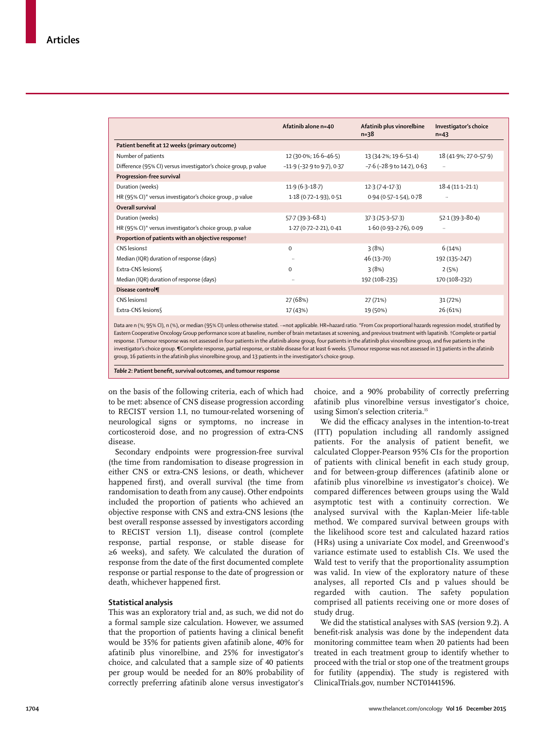| | Afatinib alone n=40 | Afatinib plus vinorelbine n=38 | Investigator's choice n=43 |
|---|---|---|---|
| **Patient benefit at 12 weeks (primary outcome)** | | | |
| Number of patients | 12 (30·0%; 16·6–46·5) | 13 (34·2%; 19·6–51·4) | 18 (41·9%; 27·0–57·9) |
| Difference (95% CI) versus investigator's choice group, p value | –11·9 (–32·9 to 9·7), 0·37 | –7·6 (–28·9 to 14·2), 0·63 | ·· |
| **Progression-free survival** | | | |
| Duration (weeks) | 11·9 (6·3–18·7) | 12·3 (7·4–17·3) | 18·4 (11·1–21·1) |
| HR (95% CI)* versus investigator's choice group , p value | 1·18 (0·72–1·93), 0·51 | 0·94 (0·57–1·54), 0·78 | ·· |
| **Overall survival** | | | |
| Duration (weeks) | 57·7 (39·3–68·1) | 37·3 (25·3–57·3) | 52·1 (39·3–80·4) |
| HR (95% CI)* versus investigator's choice group, p value | 1·27 (0·72–2·21), 0·41 | 1·60 (0·93–2·76), 0·09 | ·· |
| **Proportion of patients with an objective response†** | | | |
| CNS lesions‡ | 0 | 3 (8%) | 6 (14%) |
| Median (IQR) duration of response (days) | ·· | 46 (13–70) | 192 (135–247) |
| Extra-CNS lesions§ | 0 | 3 (8%) | 2 (5%) |
| Median (IQR) duration of response (days) | ·· | 192 (108–235) | 170 (108–232) |
| **Disease control¶** | | | |
| CNS lesions‡ | 27 (68%) | 27 (71%) | 31 (72%) |
| Extra-CNS lesions§ | 17 (43%) | 19 (50%) | 26 (61%) |

Data are n (%; 95% CI), n (%), or median (95% CI) unless otherwise stated. ··=not applicable. HR=hazard ratio. *From Cox proportional hazards regression model, stratified by Eastern Cooperative Oncology Group performance score at baseline, number of brain metastases at screening, and previous treatment with lapatinib. †Complete or partial response. ‡Tumour response was not assessed in four patients in the afatinib alone group, four patients in the afatinib plus vinorelbine group, and five patients in the investigator's choice group. ¶Complete response, partial response, or stable disease for at least 6 weeks. §Tumour response was not assessed in 13 patients in the afatinib group, 16 patients in the afatinib plus vinorelbine group, and 13 patients in the investigator's choice group.

*Table 2*: **Patient benefit, survival outcomes, and tumour response**

on the basis of the following criteria, each of which had to be met: absence of CNS disease progression according to RECIST version 1.1, no tumour-related worsening of neurological signs or symptoms, no increase in corticosteroid dose, and no progression of extra-CNS disease.

Secondary endpoints were progression-free survival (the time from randomisation to disease progression in either CNS or extra-CNS lesions, or death, whichever happened first), and overall survival (the time from randomisation to death from any cause). Other endpoints included the proportion of patients who achieved an objective response with CNS and extra-CNS lesions (the best overall response assessed by investigators according to RECIST version 1.1), disease control (complete response, partial response, or stable disease for ≥6 weeks), and safety. We calculated the duration of response from the date of the first documented complete response or partial response to the date of progression or death, whichever happened first.

### Statistical analysis

This was an exploratory trial and, as such, we did not do a formal sample size calculation. However, we assumed that the proportion of patients having a clinical benefit would be 35% for patients given afatinib alone, 40% for afatinib plus vinorelbine, and 25% for investigator's choice, and calculated that a sample size of 40 patients per group would be needed for an 80% probability of correctly preferring afatinib alone versus investigator's choice, and a 90% probability of correctly preferring afatinib plus vinorelbine versus investigator's choice, using Simon's selection criteria.[15]

We did the efficacy analyses in the intention-to-treat (ITT) population including all randomly assigned patients. For the analysis of patient benefit, we calculated Clopper-Pearson 95% CIs for the proportion of patients with clinical benefit in each study group, and for between-group differences (afatinib alone or afatinib plus vinorelbine *vs* investigator's choice). We compared differences between groups using the Wald asymptotic test with a continuity correction. We analysed survival with the Kaplan-Meier life-table method. We compared survival between groups with the likelihood score test and calculated hazard ratios (HRs) using a univariate Cox model, and Greenwood's variance estimate used to establish CIs. We used the Wald test to verify that the proportionality assumption was valid. In view of the exploratory nature of these analyses, all reported CIs and p values should be regarded with caution. The safety population comprised all patients receiving one or more doses of study drug.

We did the statistical analyses with SAS (version 9.2). A benefit-risk analysis was done by the independent data monitoring committee team when 20 patients had been treated in each treatment group to identify whether to proceed with the trial or stop one of the treatment groups for futility (appendix). The study is registered with ClinicalTrials.gov, number NCT01441596.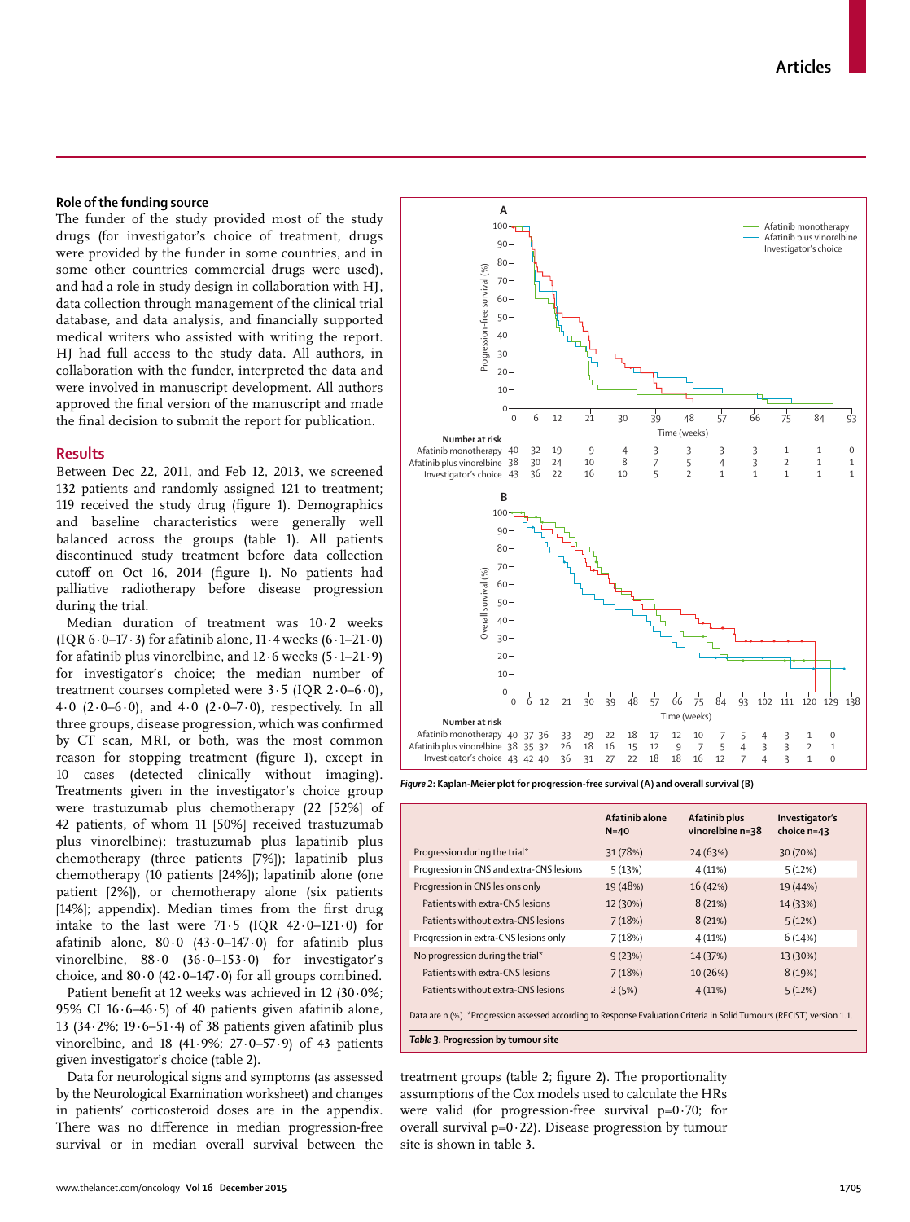### Role of the funding source

The funder of the study provided most of the study drugs (for investigator's choice of treatment, drugs were provided by the funder in some countries, and in some other countries commercial drugs were used), and had a role in study design in collaboration with HJ, data collection through management of the clinical trial database, and data analysis, and financially supported medical writers who assisted with writing the report. HJ had full access to the study data. All authors, in collaboration with the funder, interpreted the data and were involved in manuscript development. All authors approved the final version of the manuscript and made the final decision to submit the report for publication.

## Results

Between Dec 22, 2011, and Feb 12, 2013, we screened 132 patients and randomly assigned 121 to treatment; 119 received the study drug (figure 1). Demographics and baseline characteristics were generally well balanced across the groups (table 1). All patients discontinued study treatment before data collection cutoff on Oct 16, 2014 (figure 1). No patients had palliative radiotherapy before disease progression during the trial.

Median duration of treatment was 10·2 weeks (IQR 6·0–17·3) for afatinib alone, 11·4 weeks (6·1–21·0) for afatinib plus vinorelbine, and 12·6 weeks (5·1–21·9) for investigator's choice; the median number of treatment courses completed were 3·5 (IQR 2·0–6·0), 4·0 (2·0–6·0), and 4·0 (2·0–7·0), respectively. In all three groups, disease progression, which was confirmed by CT scan, MRI, or both, was the most common reason for stopping treatment (figure 1), except in 10 cases (detected clinically without imaging). Treatments given in the investigator's choice group were trastuzumab plus chemotherapy (22 [52%] of 42 patients, of whom 11 [50%] received trastuzumab plus vinorelbine); trastuzumab plus lapatinib plus chemotherapy (three patients [7%]); lapatinib plus chemotherapy (10 patients [24%]); lapatinib alone (one patient [2%]), or chemotherapy alone (six patients [14%]; appendix). Median times from the first drug intake to the last were 71·5 (IQR 42·0–121·0) for afatinib alone, 80·0 (43·0–147·0) for afatinib plus vinorelbine, 88·0 (36·0–153·0) for investigator's choice, and 80·0 (42·0–147·0) for all groups combined.

Patient benefit at 12 weeks was achieved in 12 (30·0%; 95% CI 16·6–46·5) of 40 patients given afatinib alone, 13 (34·2%; 19·6–51·4) of 38 patients given afatinib plus vinorelbine, and 18 (41·9%; 27·0–57·9) of 43 patients given investigator's choice (table 2).

Data for neurological signs and symptoms (as assessed by the Neurological Examination worksheet) and changes in patients' corticosteroid doses are in the appendix. There was no difference in median progression-free survival or in median overall survival between the treatment groups (table 2; figure 2). The proportionality assumptions of the Cox models used to calculate the HRs were valid (for progression-free survival p=0·70; for overall survival p=0·22). Disease progression by tumour site is shown in table 3.

**A**

Number at risk

| | 0 | 6 | 12 | 21 | 30 | 39 | 48 | 57 | 66 | 75 | 84 | 93 |
|---|---|---|---|---|---|---|---|---|---|---|---|---|
| Afatinib monotherapy | 40 | 32 | 19 | 9 | 4 | 3 | 3 | 3 | 3 | 1 | 1 | 0 |
| Afatinib plus vinorelbine | 38 | 30 | 24 | 10 | 8 | 7 | 5 | 4 | 3 | 2 | 1 | 1 |
| Investigator's choice | 43 | 36 | 22 | 16 | 10 | 5 | 2 | 1 | 1 | 1 | 1 | 1 |

**B**

Number at risk

| | 0 | 6 | 12 | 21 | 30 | 39 | 48 | 57 | 66 | 75 | 84 | 93 | 102 | 111 | 120 | 129 | 138 |
|---|---|---|---|---|---|---|---|---|---|---|---|---|---|---|---|---|---|
| Afatinib monotherapy | 40 | 37 | 36 | 33 | 29 | 22 | 18 | 17 | 12 | 10 | 7 | 5 | 4 | 3 | 1 | 0 | |
| Afatinib plus vinorelbine | 38 | 35 | 32 | 26 | 18 | 16 | 15 | 12 | 9 | 7 | 5 | 4 | 3 | 3 | 2 | 1 | |
| Investigator's choice | 43 | 42 | 40 | 36 | 31 | 27 | 22 | 18 | 18 | 16 | 12 | 7 | 4 | 3 | 1 | 0 | |

***Figure 2:*** **Kaplan-Meier plot for progression-free survival (A) and overall survival (B)**

| | Afatinib alone N=40 | Afatinib plus vinorelbine n=38 | Investigator's choice n=43 |
|---|---|---|---|
| Progression during the trial* | 31 (78%) | 24 (63%) | 30 (70%) |
| Progression in CNS and extra-CNS lesions | 5 (13%) | 4 (11%) | 5 (12%) |
| Progression in CNS lesions only | 19 (48%) | 16 (42%) | 19 (44%) |
| Patients with extra-CNS lesions | 12 (30%) | 8 (21%) | 14 (33%) |
| Patients without extra-CNS lesions | 7 (18%) | 8 (21%) | 5 (12%) |
| Progression in extra-CNS lesions only | 7 (18%) | 4 (11%) | 6 (14%) |
| No progression during the trial* | 9 (23%) | 14 (37%) | 13 (30%) |
| Patients with extra-CNS lesions | 7 (18%) | 10 (26%) | 8 (19%) |
| Patients without extra-CNS lesions | 2 (5%) | 4 (11%) | 5 (12%) |

Data are n (%). *Progression assessed according to Response Evaluation Criteria in Solid Tumours (RECIST) version 1.1.

***Table 3:*** **Progression by tumour site**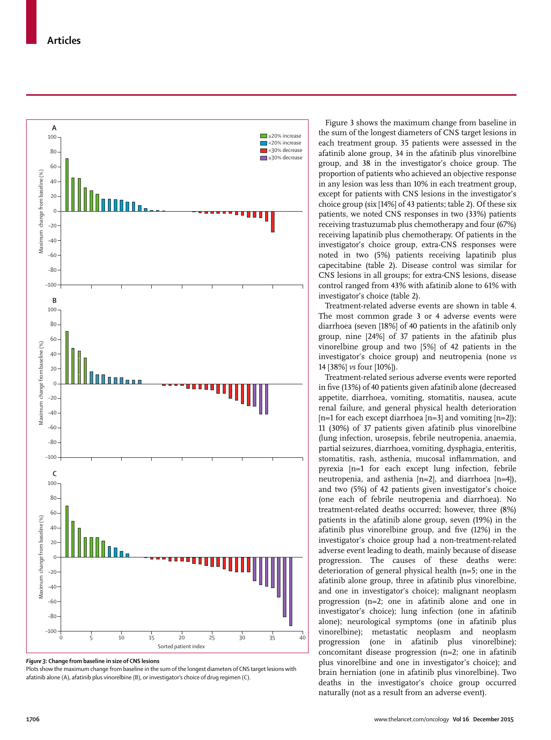*Figure 3:* **Change from baseline in size of CNS lesions**

Plots show the maximum change from baseline in the sum of the longest diameters of CNS target lesions with afatinib alone (A), afatinib plus vinorelbine (B), or investigator's choice of drug regimen (C).

Figure 3 shows the maximum change from baseline in the sum of the longest diameters of CNS target lesions in each treatment group. 35 patients were assessed in the afatinib alone group, 34 in the afatinib plus vinorelbine group, and 38 in the investigator's choice group. The proportion of patients who achieved an objective response in any lesion was less than 10% in each treatment group, except for patients with CNS lesions in the investigator's choice group (six [14%] of 43 patients; table 2). Of these six patients, we noted CNS responses in two (33%) patients receiving trastuzumab plus chemotherapy and four (67%) receiving lapatinib plus chemotherapy. Of patients in the investigator's choice group, extra-CNS responses were noted in two (5%) patients receiving lapatinib plus capecitabine (table 2). Disease control was similar for CNS lesions in all groups; for extra-CNS lesions, disease control ranged from 43% with afatinib alone to 61% with investigator's choice (table 2).

Treatment-related adverse events are shown in table 4. The most common grade 3 or 4 adverse events were diarrhoea (seven [18%] of 40 patients in the afatinib only group, nine [24%] of 37 patients in the afatinib plus vinorelbine group and two [5%] of 42 patients in the investigator's choice group) and neutropenia (none *vs* 14 [38%] *vs* four [10%]).

Treatment-related serious adverse events were reported in five (13%) of 40 patients given afatinib alone (decreased appetite, diarrhoea, vomiting, stomatitis, nausea, acute renal failure, and general physical health deterioration [n=1 for each except diarrhoea [n=3] and vomiting [n=2]); 11 (30%) of 37 patients given afatinib plus vinorelbine (lung infection, urosepsis, febrile neutropenia, anaemia, partial seizures, diarrhoea, vomiting, dysphagia, enteritis, stomatitis, rash, asthenia, mucosal inflammation, and pyrexia [n=1 for each except lung infection, febrile neutropenia, and asthenia [n=2], and diarrhoea [n=4]), and two (5%) of 42 patients given investigator's choice (one each of febrile neutropenia and diarrhoea). No treatment-related deaths occurred; however, three (8%) patients in the afatinib alone group, seven (19%) in the afatinib plus vinorelbine group, and five (12%) in the investigator's choice group had a non-treatment-related adverse event leading to death, mainly because of disease progression. The causes of these deaths were: deterioration of general physical health (n=5; one in the afatinib alone group, three in afatinib plus vinorelbine, and one in investigator's choice); malignant neoplasm progression (n=2; one in afatinib alone and one in investigator's choice); lung infection (one in afatinib alone); neurological symptoms (one in afatinib plus vinorelbine); metastatic neoplasm and neoplasm progression (one in afatinib plus vinorelbine); concomitant disease progression (n=2; one in afatinib plus vinorelbine and one in investigator's choice); and brain herniation (one in afatinib plus vinorelbine). Two deaths in the investigator's choice group occurred naturally (not as a result from an adverse event).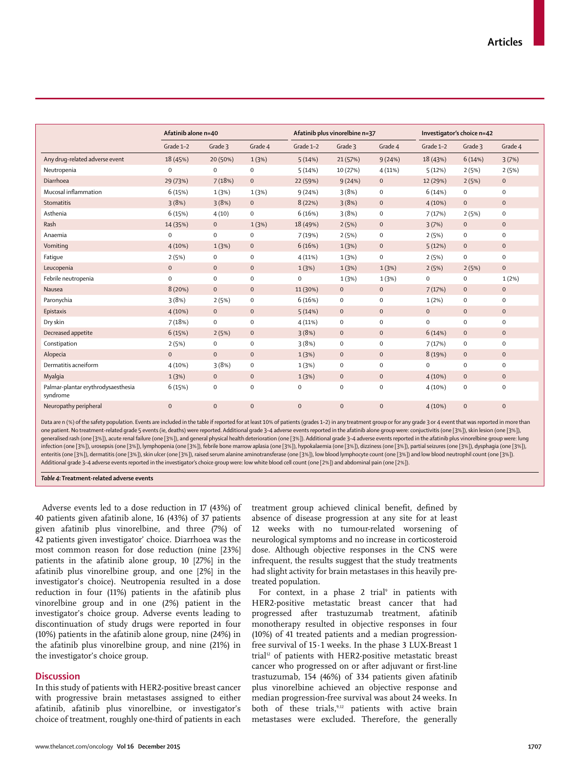| | Afatinib alone n=40 | | | Afatinib plus vinorelbine n=37 | | | Investigator's choice n=42 | | |
|---|---|---|---|---|---|---|---|---|---|
| | Grade 1–2 | Grade 3 | Grade 4 | Grade 1–2 | Grade 3 | Grade 4 | Grade 1–2 | Grade 3 | Grade 4 |
| Any drug-related adverse event | 18 (45%) | 20 (50%) | 1 (3%) | 5 (14%) | 21 (57%) | 9 (24%) | 18 (43%) | 6 (14%) | 3 (7%) |
| Neutropenia | 0 | 0 | 0 | 5 (14%) | 10 (27%) | 4 (11%) | 5 (12%) | 2 (5%) | 2 (5%) |
| Diarrhoea | 29 (73%) | 7 (18%) | 0 | 22 (59%) | 9 (24%) | 0 | 12 (29%) | 2 (5%) | 0 |
| Mucosal inflammation | 6 (15%) | 1 (3%) | 1 (3%) | 9 (24%) | 3 (8%) | 0 | 6 (14%) | 0 | 0 |
| Stomatitis | 3 (8%) | 3 (8%) | 0 | 8 (22%) | 3 (8%) | 0 | 4 (10%) | 0 | 0 |
| Asthenia | 6 (15%) | 4 (10) | 0 | 6 (16%) | 3 (8%) | 0 | 7 (17%) | 2 (5%) | 0 |
| Rash | 14 (35%) | 0 | 1 (3%) | 18 (49%) | 2 (5%) | 0 | 3 (7%) | 0 | 0 |
| Anaemia | 0 | 0 | 0 | 7 (19%) | 2 (5%) | 0 | 2 (5%) | 0 | 0 |
| Vomiting | 4 (10%) | 1 (3%) | 0 | 6 (16%) | 1 (3%) | 0 | 5 (12%) | 0 | 0 |
| Fatigue | 2 (5%) | 0 | 0 | 4 (11%) | 1 (3%) | 0 | 2 (5%) | 0 | 0 |
| Leucopenia | 0 | 0 | 0 | 1 (3%) | 1 (3%) | 1 (3%) | 2 (5%) | 2 (5%) | 0 |
| Febrile neutropenia | 0 | 0 | 0 | 0 | 1 (3%) | 1 (3%) | 0 | 0 | 1 (2%) |
| Nausea | 8 (20%) | 0 | 0 | 11 (30%) | 0 | 0 | 7 (17%) | 0 | 0 |
| Paronychia | 3 (8%) | 2 (5%) | 0 | 6 (16%) | 0 | 0 | 1 (2%) | 0 | 0 |
| Epistaxis | 4 (10%) | 0 | 0 | 5 (14%) | 0 | 0 | 0 | 0 | 0 |
| Dry skin | 7 (18%) | 0 | 0 | 4 (11%) | 0 | 0 | 0 | 0 | 0 |
| Decreased appetite | 6 (15%) | 2 (5%) | 0 | 3 (8%) | 0 | 0 | 6 (14%) | 0 | 0 |
| Constipation | 2 (5%) | 0 | 0 | 3 (8%) | 0 | 0 | 7 (17%) | 0 | 0 |
| Alopecia | 0 | 0 | 0 | 1 (3%) | 0 | 0 | 8 (19%) | 0 | 0 |
| Dermatitis acneiform | 4 (10%) | 3 (8%) | 0 | 1 (3%) | 0 | 0 | 0 | 0 | 0 |
| Myalgia | 1 (3%) | 0 | 0 | 1 (3%) | 0 | 0 | 4 (10%) | 0 | 0 |
| Palmar-plantar erythrodysaesthesia syndrome | 6 (15%) | 0 | 0 | 0 | 0 | 0 | 4 (10%) | 0 | 0 |
| Neuropathy peripheral | 0 | 0 | 0 | 0 | 0 | 0 | 4 (10%) | 0 | 0 |

Data are n (%) of the safety population. Events are included in the table if reported for at least 10% of patients (grades 1–2) in any treatment group or for any grade 3 or 4 event that was reported in more than one patient. No treatment-related grade 5 events (ie, deaths) were reported. Additional grade 3–4 adverse events reported in the afatinib alone group were: conjunctivitis (one [3%]), skin lesion (one [3%]), generalised rash (one [3%]), acute renal failure (one [3%]), and general physical health deterioration (one [3%]). Additional grade 3–4 adverse events reported in the afatinib plus vinorelbine group were: lung infection (one [3%]), urosepsis (one [3%]), lymphopenia (one [3%]), febrile bone marrow aplasia (one [3%]), hypokalaemia (one [3%]), dizziness (one [3%]), partial seizures (one [3%]), dysphagia (one [3%]), enteritis (one [3%]), dermatitis (one [3%]), skin ulcer (one [3%]), raised serum alanine aminotransferase (one [3%]), low blood lymphocyte count (one [3%]) and low blood neutrophil count (one [3%]). Additional grade 3–4 adverse events reported in the investigator's choice group were: low white blood cell count (one [2%]) and abdominal pain (one [2%]).

***Table 4*: Treatment-related adverse events**

Adverse events led to a dose reduction in 17 (43%) of 40 patients given afatinib alone, 16 (43%) of 37 patients given afatinib plus vinorelbine, and three (7%) of 42 patients given investigator' choice. Diarrhoea was the most common reason for dose reduction (nine [23%] patients in the afatinib alone group, 10 [27%] in the afatinib plus vinorelbine group, and one [2%] in the investigator's choice). Neutropenia resulted in a dose reduction in four (11%) patients in the afatinib plus vinorelbine group and in one (2%) patient in the investigator's choice group. Adverse events leading to discontinuation of study drugs were reported in four (10%) patients in the afatinib alone group, nine (24%) in the afatinib plus vinorelbine group, and nine (21%) in the investigator's choice group.

## Discussion

In this study of patients with HER2-positive breast cancer with progressive brain metastases assigned to either afatinib, afatinib plus vinorelbine, or investigator's choice of treatment, roughly one-third of patients in each treatment group achieved clinical benefit, defined by absence of disease progression at any site for at least 12 weeks with no tumour-related worsening of neurological symptoms and no increase in corticosteroid dose. Although objective responses in the CNS were infrequent, the results suggest that the study treatments had slight activity for brain metastases in this heavily pre-treated population.

For context, in a phase 2 trial[9] in patients with HER2-positive metastatic breast cancer that had progressed after trastuzumab treatment, afatinib monotherapy resulted in objective responses in four (10%) of 41 treated patients and a median progression-free survival of 15·1 weeks. In the phase 3 LUX-Breast 1 trial[12] of patients with HER2-positive metastatic breast cancer who progressed on or after adjuvant or first-line trastuzumab, 154 (46%) of 334 patients given afatinib plus vinorelbine achieved an objective response and median progression-free survival was about 24 weeks. In both of these trials,[9,12] patients with active brain metastases were excluded. Therefore, the generally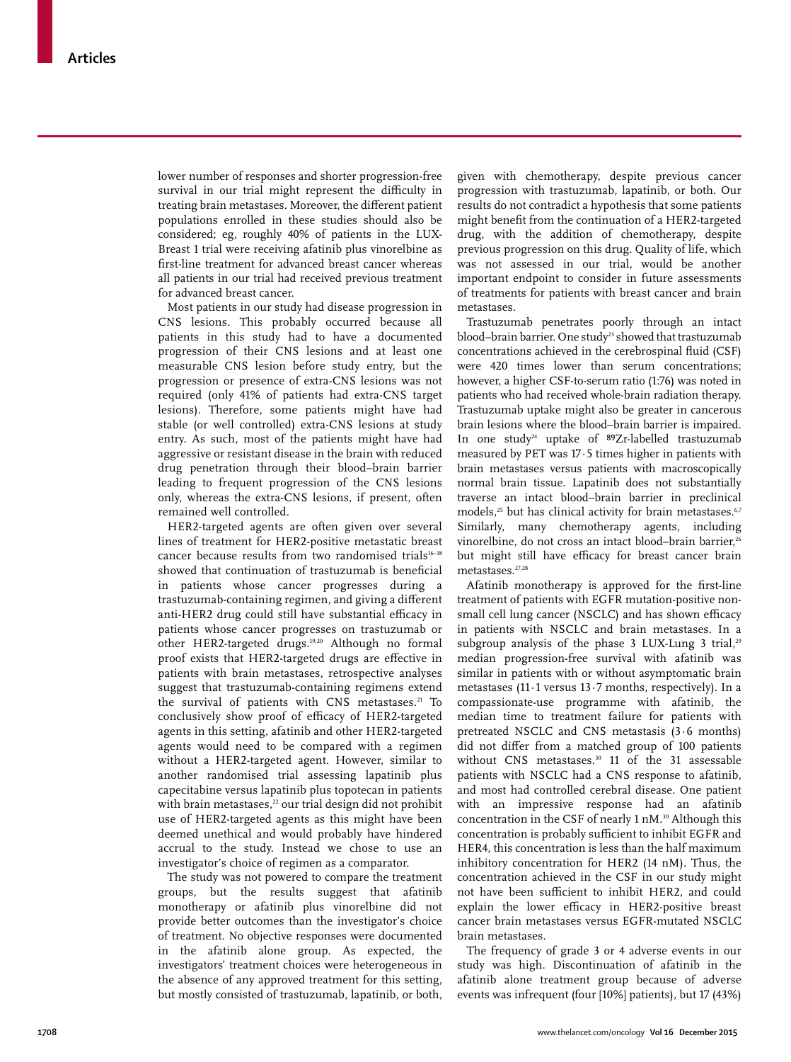lower number of responses and shorter progression-free survival in our trial might represent the difficulty in treating brain metastases. Moreover, the different patient populations enrolled in these studies should also be considered; eg, roughly 40% of patients in the LUX-Breast 1 trial were receiving afatinib plus vinorelbine as first-line treatment for advanced breast cancer whereas all patients in our trial had received previous treatment for advanced breast cancer.

Most patients in our study had disease progression in CNS lesions. This probably occurred because all patients in this study had to have a documented progression of their CNS lesions and at least one measurable CNS lesion before study entry, but the progression or presence of extra-CNS lesions was not required (only 41% of patients had extra-CNS target lesions). Therefore, some patients might have had stable (or well controlled) extra-CNS lesions at study entry. As such, most of the patients might have had aggressive or resistant disease in the brain with reduced drug penetration through their blood–brain barrier leading to frequent progression of the CNS lesions only, whereas the extra-CNS lesions, if present, often remained well controlled.

HER2-targeted agents are often given over several lines of treatment for HER2-positive metastatic breast cancer because results from two randomised trials[16–18] showed that continuation of trastuzumab is beneficial in patients whose cancer progresses during a trastuzumab-containing regimen, and giving a different anti-HER2 drug could still have substantial efficacy in patients whose cancer progresses on trastuzumab or other HER2-targeted drugs.[19,20] Although no formal proof exists that HER2-targeted drugs are effective in patients with brain metastases, retrospective analyses suggest that trastuzumab-containing regimens extend the survival of patients with CNS metastases.[21] To conclusively show proof of efficacy of HER2-targeted agents in this setting, afatinib and other HER2-targeted agents would need to be compared with a regimen without a HER2-targeted agent. However, similar to another randomised trial assessing lapatinib plus capecitabine versus lapatinib plus topotecan in patients with brain metastases,[22] our trial design did not prohibit use of HER2-targeted agents as this might have been deemed unethical and would probably have hindered accrual to the study. Instead we chose to use an investigator's choice of regimen as a comparator.

The study was not powered to compare the treatment groups, but the results suggest that afatinib monotherapy or afatinib plus vinorelbine did not provide better outcomes than the investigator's choice of treatment. No objective responses were documented in the afatinib alone group. As expected, the investigators' treatment choices were heterogeneous in the absence of any approved treatment for this setting, but mostly consisted of trastuzumab, lapatinib, or both, given with chemotherapy, despite previous cancer progression with trastuzumab, lapatinib, or both. Our results do not contradict a hypothesis that some patients might benefit from the continuation of a HER2-targeted drug, with the addition of chemotherapy, despite previous progression on this drug. Quality of life, which was not assessed in our trial, would be another important endpoint to consider in future assessments of treatments for patients with breast cancer and brain metastases.

Trastuzumab penetrates poorly through an intact blood–brain barrier. One study[23] showed that trastuzumab concentrations achieved in the cerebrospinal fluid (CSF) were 420 times lower than serum concentrations; however, a higher CSF-to-serum ratio (1:76) was noted in patients who had received whole-brain radiation therapy. Trastuzumab uptake might also be greater in cancerous brain lesions where the blood–brain barrier is impaired. In one study[24] uptake of $^{89}$Zr-labelled trastuzumab measured by PET was 17·5 times higher in patients with brain metastases versus patients with macroscopically normal brain tissue. Lapatinib does not substantially traverse an intact blood–brain barrier in preclinical models,[25] but has clinical activity for brain metastases.[6,7] Similarly, many chemotherapy agents, including vinorelbine, do not cross an intact blood–brain barrier,[26] but might still have efficacy for breast cancer brain metastases.[27,28]

Afatinib monotherapy is approved for the first-line treatment of patients with EGFR mutation-positive non-small cell lung cancer (NSCLC) and has shown efficacy in patients with NSCLC and brain metastases. In a subgroup analysis of the phase 3 LUX-Lung 3 trial,[29] median progression-free survival with afatinib was similar in patients with or without asymptomatic brain metastases (11·1 versus 13·7 months, respectively). In a compassionate-use programme with afatinib, the median time to treatment failure for patients with pretreated NSCLC and CNS metastasis (3·6 months) did not differ from a matched group of 100 patients without CNS metastases.[30] 11 of the 31 assessable patients with NSCLC had a CNS response to afatinib, and most had controlled cerebral disease. One patient with an impressive response had an afatinib concentration in the CSF of nearly 1 nM.[30] Although this concentration is probably sufficient to inhibit EGFR and HER4, this concentration is less than the half maximum inhibitory concentration for HER2 (14 nM). Thus, the concentration achieved in the CSF in our study might not have been sufficient to inhibit HER2, and could explain the lower efficacy in HER2-positive breast cancer brain metastases versus EGFR-mutated NSCLC brain metastases.

The frequency of grade 3 or 4 adverse events in our study was high. Discontinuation of afatinib in the afatinib alone treatment group because of adverse events was infrequent (four [10%] patients), but 17 (43%)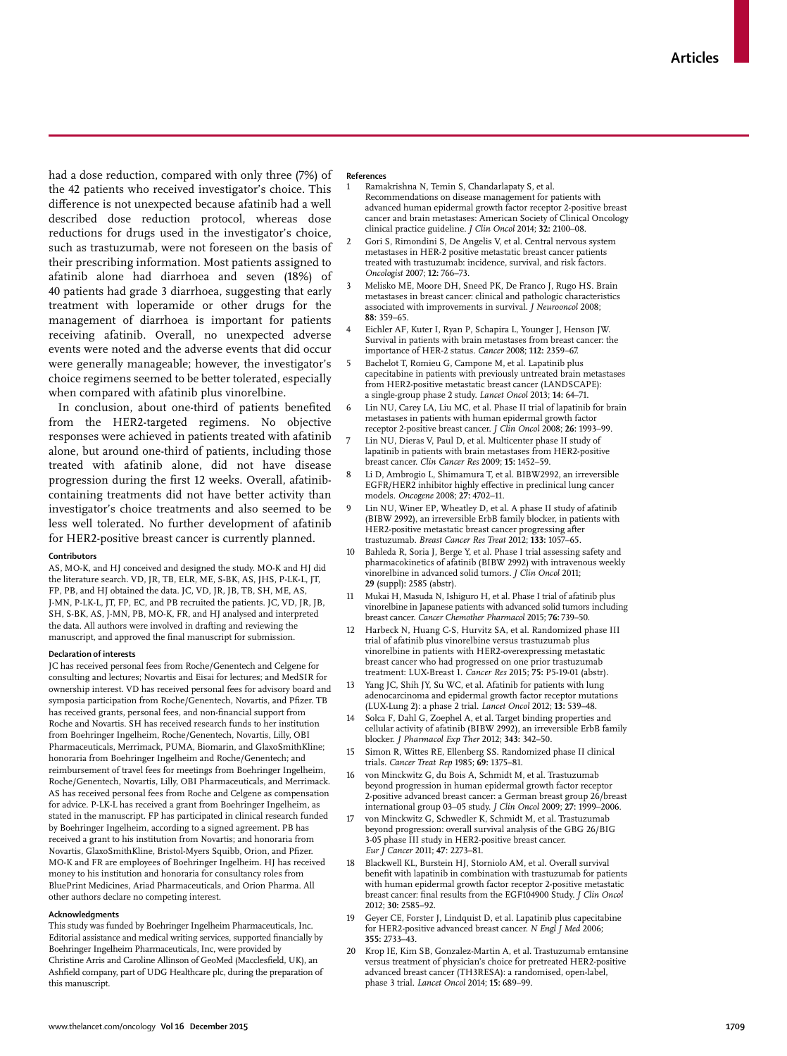had a dose reduction, compared with only three (7%) of the 42 patients who received investigator's choice. This difference is not unexpected because afatinib had a well described dose reduction protocol, whereas dose reductions for drugs used in the investigator's choice, such as trastuzumab, were not foreseen on the basis of their prescribing information. Most patients assigned to afatinib alone had diarrhoea and seven (18%) of 40 patients had grade 3 diarrhoea, suggesting that early treatment with loperamide or other drugs for the management of diarrhoea is important for patients receiving afatinib. Overall, no unexpected adverse events were noted and the adverse events that did occur were generally manageable; however, the investigator's choice regimens seemed to be better tolerated, especially when compared with afatinib plus vinorelbine.

In conclusion, about one-third of patients benefited from the HER2-targeted regimens. No objective responses were achieved in patients treated with afatinib alone, but around one-third of patients, including those treated with afatinib alone, did not have disease progression during the first 12 weeks. Overall, afatinib-containing treatments did not have better activity than investigator's choice treatments and also seemed to be less well tolerated. No further development of afatinib for HER2-positive breast cancer is currently planned.

#### Contributors

AS, MO-K, and HJ conceived and designed the study. MO-K and HJ did the literature search. VD, JR, TB, ELR, ME, S-BK, AS, JHS, P-LK-L, JT, FP, PB, and HJ obtained the data. JC, VD, JR, JB, TB, SH, ME, AS, J-MN, P-LK-L, JT, FP, EC, and PB recruited the patients. JC, VD, JR, JB, SH, S-BK, AS, J-MN, PB, MO-K, FR, and HJ analysed and interpreted the data. All authors were involved in drafting and reviewing the manuscript, and approved the final manuscript for submission.

#### Declaration of interests

JC has received personal fees from Roche/Genentech and Celgene for consulting and lectures; Novartis and Eisai for lectures; and MedSIR for ownership interest. VD has received personal fees for advisory board and symposia participation from Roche/Genentech, Novartis, and Pfizer. TB has received grants, personal fees, and non-financial support from Roche and Novartis. SH has received research funds to her institution from Boehringer Ingelheim, Roche/Genentech, Novartis, Lilly, OBI Pharmaceuticals, Merrimack, PUMA, Biomarin, and GlaxoSmithKline; honoraria from Boehringer Ingelheim and Roche/Genentech; and reimbursement of travel fees for meetings from Boehringer Ingelheim, Roche/Genentech, Novartis, Lilly, OBI Pharmaceuticals, and Merrimack. AS has received personal fees from Roche and Celgene as compensation for advice. P-LK-L has received a grant from Boehringer Ingelheim, as stated in the manuscript. FP has participated in clinical research funded by Boehringer Ingelheim, according to a signed agreement. PB has received a grant to his institution from Novartis; and honoraria from Novartis, GlaxoSmithKline, Bristol-Myers Squibb, Orion, and Pfizer. MO-K and FR are employees of Boehringer Ingelheim. HJ has received money to his institution and honoraria for consultancy roles from BluePrint Medicines, Ariad Pharmaceuticals, and Orion Pharma. All other authors declare no competing interest.

#### Acknowledgments

This study was funded by Boehringer Ingelheim Pharmaceuticals, Inc. Editorial assistance and medical writing services, supported financially by Boehringer Ingelheim Pharmaceuticals, Inc, were provided by Christine Arris and Caroline Allinson of GeoMed (Macclesfield, UK), an Ashfield company, part of UDG Healthcare plc, during the preparation of this manuscript.

#### References

1. Ramakrishna N, Temin S, Chandarlapaty S, et al. Recommendations on disease management for patients with advanced human epidermal growth factor receptor 2-positive breast cancer and brain metastases: American Society of Clinical Oncology clinical practice guideline. *J Clin Oncol* 2014; **32:** 2100–08.
2. Gori S, Rimondini S, De Angelis V, et al. Central nervous system metastases in HER-2 positive metastatic breast cancer patients treated with trastuzumab: incidence, survival, and risk factors. *Oncologist* 2007; **12:** 766–73.
3. Melisko ME, Moore DH, Sneed PK, De Franco J, Rugo HS. Brain metastases in breast cancer: clinical and pathologic characteristics associated with improvements in survival. *J Neurooncol* 2008; **88:** 359–65.
4. Eichler AF, Kuter I, Ryan P, Schapira L, Younger J, Henson JW. Survival in patients with brain metastases from breast cancer: the importance of HER-2 status. *Cancer* 2008; **112:** 2359–67.
5. Bachelot T, Romieu G, Campone M, et al. Lapatinib plus capecitabine in patients with previously untreated brain metastases from HER2-positive metastatic breast cancer (LANDSCAPE): a single-group phase 2 study. *Lancet Oncol* 2013; **14:** 64–71.
6. Lin NU, Carey LA, Liu MC, et al. Phase II trial of lapatinib for brain metastases in patients with human epidermal growth factor receptor 2-positive breast cancer. *J Clin Oncol* 2008; **26:** 1993–99.
7. Lin NU, Dieras V, Paul D, et al. Multicenter phase II study of lapatinib in patients with brain metastases from HER2-positive breast cancer. *Clin Cancer Res* 2009; **15:** 1452–59.
8. Li D, Ambrogio L, Shimamura T, et al. BIBW2992, an irreversible EGFR/HER2 inhibitor highly effective in preclinical lung cancer models. *Oncogene* 2008; **27:** 4702–11.
9. Lin NU, Winer EP, Wheatley D, et al. A phase II study of afatinib (BIBW 2992), an irreversible ErbB family blocker, in patients with HER2-positive metastatic breast cancer progressing after trastuzumab. *Breast Cancer Res Treat* 2012; **133:** 1057–65.
10. Bahleda R, Soria J, Berge Y, et al. Phase I trial assessing safety and pharmacokinetics of afatinib (BIBW 2992) with intravenous weekly vinorelbine in advanced solid tumors. *J Clin Oncol* 2011; **29** (suppl)**:** 2585 (abstr).
11. Mukai H, Masuda N, Ishiguro H, et al. Phase I trial of afatinib plus vinorelbine in Japanese patients with advanced solid tumors including breast cancer. *Cancer Chemother Pharmacol* 2015; **76:** 739–50.
12. Harbeck N, Huang C-S, Hurvitz SA, et al. Randomized phase III trial of afatinib plus vinorelbine versus trastuzumab plus vinorelbine in patients with HER2-overexpressing metastatic breast cancer who had progressed on one prior trastuzumab treatment: LUX-Breast 1. *Cancer Res* 2015; **75:** P5-19-01 (abstr).
13. Yang JC, Shih JY, Su WC, et al. Afatinib for patients with lung adenocarcinoma and epidermal growth factor receptor mutations (LUX-Lung 2): a phase 2 trial. *Lancet Oncol* 2012; **13:** 539–48.
14. Solca F, Dahl G, Zoephel A, et al. Target binding properties and cellular activity of afatinib (BIBW 2992), an irreversible ErbB family blocker. *J Pharmacol Exp Ther* 2012; **343:** 342–50.
15. Simon R, Wittes RE, Ellenberg SS. Randomized phase II clinical trials. *Cancer Treat Rep* 1985; **69:** 1375–81.
16. von Minckwitz G, du Bois A, Schmidt M, et al. Trastuzumab beyond progression in human epidermal growth factor receptor 2-positive advanced breast cancer: a German breast group 26/breast international group 03–05 study. *J Clin Oncol* 2009; **27:** 1999–2006.
17. von Minckwitz G, Schwedler K, Schmidt M, et al. Trastuzumab beyond progression: overall survival analysis of the GBG 26/BIG 3-05 phase III study in HER2-positive breast cancer. *Eur J Cancer* 2011; **47**: 2273–81.
18. Blackwell KL, Burstein HJ, Storniolo AM, et al. Overall survival benefit with lapatinib in combination with trastuzumab for patients with human epidermal growth factor receptor 2-positive metastatic breast cancer: final results from the EGF104900 Study. *J Clin Oncol* 2012; **30:** 2585–92.
19. Geyer CE, Forster J, Lindquist D, et al. Lapatinib plus capecitabine for HER2-positive advanced breast cancer. *N Engl J Med* 2006; **355:** 2733–43.
20. Krop IE, Kim SB, Gonzalez-Martin A, et al. Trastuzumab emtansine versus treatment of physician's choice for pretreated HER2-positive advanced breast cancer (TH3RESA): a randomised, open-label, phase 3 trial. *Lancet Oncol* 2014; **15:** 689–99.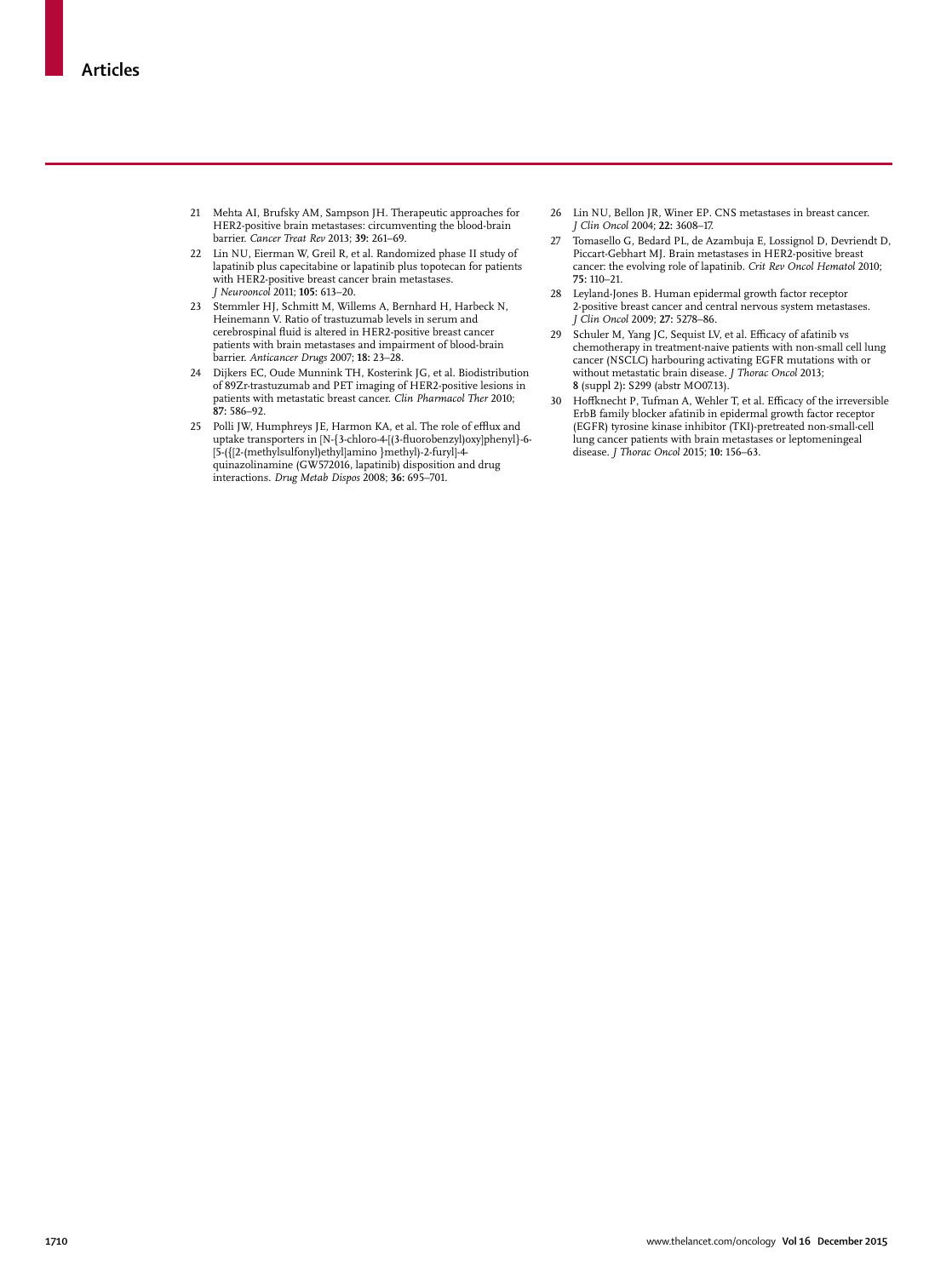21 Mehta AI, Brufsky AM, Sampson JH. Therapeutic approaches for HER2-positive brain metastases: circumventing the blood-brain barrier. *Cancer Treat Rev* 2013; **39:** 261–69.

22 Lin NU, Eierman W, Greil R, et al. Randomized phase II study of lapatinib plus capecitabine or lapatinib plus topotecan for patients with HER2-positive breast cancer brain metastases. *J Neurooncol* 2011; **105:** 613–20.

23 Stemmler HJ, Schmitt M, Willems A, Bernhard H, Harbeck N, Heinemann V. Ratio of trastuzumab levels in serum and cerebrospinal fluid is altered in HER2-positive breast cancer patients with brain metastases and impairment of blood-brain barrier. *Anticancer Drugs* 2007; **18:** 23–28.

24 Dijkers EC, Oude Munnink TH, Kosterink JG, et al. Biodistribution of 89Zr-trastuzumab and PET imaging of HER2-positive lesions in patients with metastatic breast cancer. *Clin Pharmacol Ther* 2010; **87:** 586–92.

25 Polli JW, Humphreys JE, Harmon KA, et al. The role of efflux and uptake transporters in [N-{3-chloro-4-[(3-fluorobenzyl)oxy]phenyl}-6-[5-({[2-(methylsulfonyl)ethyl]amino }methyl)-2-furyl]-4-quinazolinamine (GW572016, lapatinib) disposition and drug interactions. *Drug Metab Dispos* 2008; **36:** 695–701.

26 Lin NU, Bellon JR, Winer EP. CNS metastases in breast cancer. *J Clin Oncol* 2004; **22:** 3608–17.

27 Tomasello G, Bedard PL, de Azambuja E, Lossignol D, Devriendt D, Piccart-Gebhart MJ. Brain metastases in HER2-positive breast cancer: the evolving role of lapatinib. *Crit Rev Oncol Hematol* 2010; **75:** 110–21.

28 Leyland-Jones B. Human epidermal growth factor receptor 2-positive breast cancer and central nervous system metastases. *J Clin Oncol* 2009; **27:** 5278–86.

29 Schuler M, Yang JC, Sequist LV, et al. Efficacy of afatinib vs chemotherapy in treatment-naive patients with non-small cell lung cancer (NSCLC) harbouring activating EGFR mutations with or without metastatic brain disease. *J Thorac Oncol* 2013; **8** (suppl 2)**:** S299 (abstr MO07.13).

30 Hoffknecht P, Tufman A, Wehler T, et al. Efficacy of the irreversible ErbB family blocker afatinib in epidermal growth factor receptor (EGFR) tyrosine kinase inhibitor (TKI)-pretreated non-small-cell lung cancer patients with brain metastases or leptomeningeal disease. *J Thorac Oncol* 2015; **10:** 156–63.